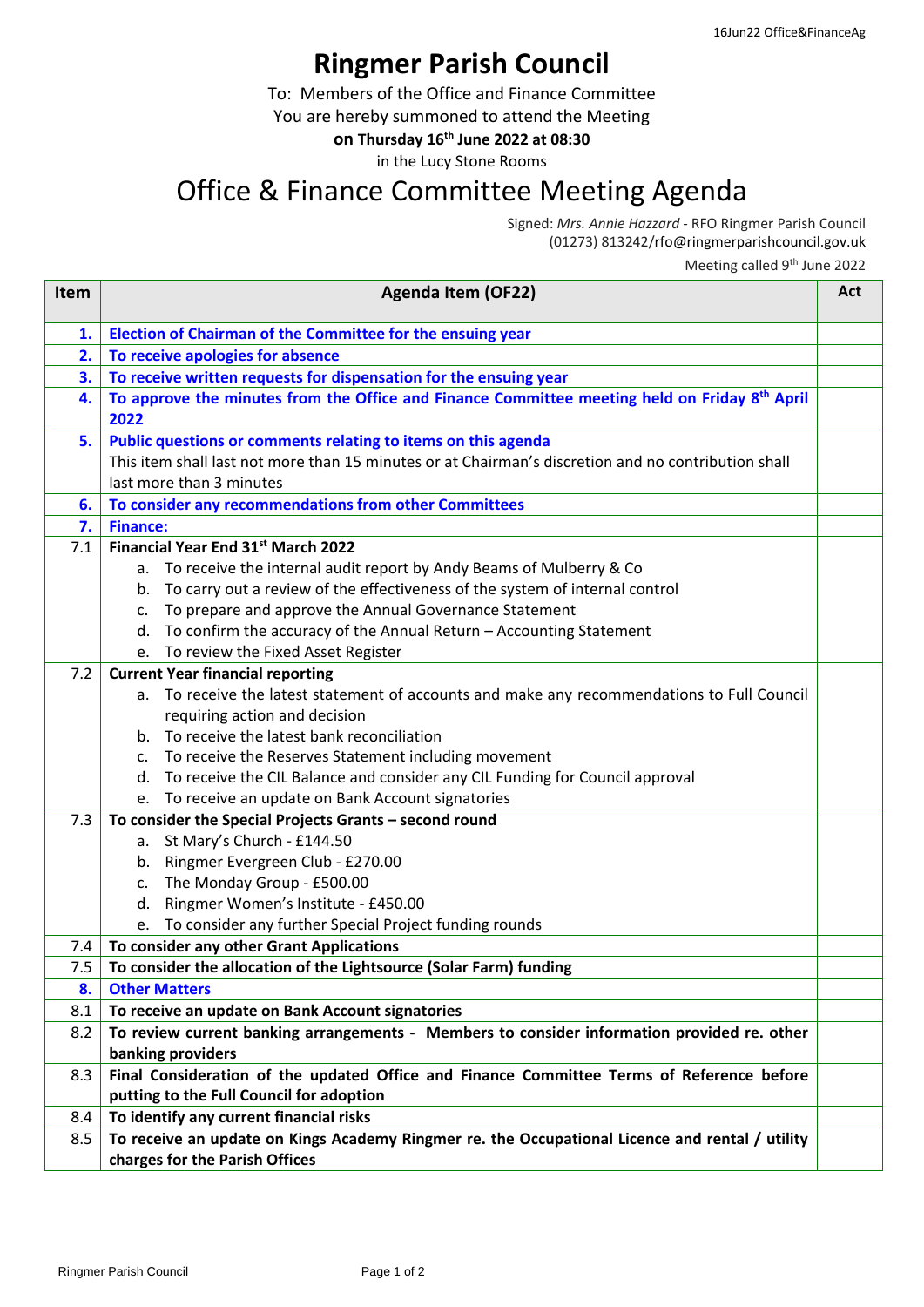# Ringmer Parish Council

To: Members of the Office and Finance Committee
You are hereby summoned to attend the Meeting
**on Thursday 16th June 2022 at 08:30**
in the Lucy Stone Rooms

# Office & Finance Committee Meeting Agenda

Signed: *Mrs. Annie Hazzard* - RFO Ringmer Parish Council
(01273) 813242/rfo@ringmerparishcouncil.gov.uk

Meeting called 9th June 2022

| Item | Agenda Item (OF22) | Act |
|---|---|---|
| **1.** | **Election of Chairman of the Committee for the ensuing year** | |
| **2.** | **To receive apologies for absence** | |
| **3.** | **To receive written requests for dispensation for the ensuing year** | |
| **4.** | **To approve the minutes from the Office and Finance Committee meeting held on Friday 8th April 2022** | |
| **5.** | **Public questions or comments relating to items on this agenda**<br>This item shall last not more than 15 minutes or at Chairman's discretion and no contribution shall last more than 3 minutes | |
| **6.** | **To consider any recommendations from other Committees** | |
| **7.** | **Finance:** | |
| 7.1 | **Financial Year End 31st March 2022**<br>a. To receive the internal audit report by Andy Beams of Mulberry & Co<br>b. To carry out a review of the effectiveness of the system of internal control<br>c. To prepare and approve the Annual Governance Statement<br>d. To confirm the accuracy of the Annual Return – Accounting Statement<br>e. To review the Fixed Asset Register | |
| 7.2 | **Current Year financial reporting**<br>a. To receive the latest statement of accounts and make any recommendations to Full Council requiring action and decision<br>b. To receive the latest bank reconciliation<br>c. To receive the Reserves Statement including movement<br>d. To receive the CIL Balance and consider any CIL Funding for Council approval<br>e. To receive an update on Bank Account signatories | |
| 7.3 | **To consider the Special Projects Grants – second round**<br>a. St Mary's Church - £144.50<br>b. Ringmer Evergreen Club - £270.00<br>c. The Monday Group - £500.00<br>d. Ringmer Women's Institute - £450.00<br>e. To consider any further Special Project funding rounds | |
| 7.4 | **To consider any other Grant Applications** | |
| 7.5 | **To consider the allocation of the Lightsource (Solar Farm) funding** | |
| **8.** | **Other Matters** | |
| 8.1 | **To receive an update on Bank Account signatories** | |
| 8.2 | **To review current banking arrangements - Members to consider information provided re. other banking providers** | |
| 8.3 | **Final Consideration of the updated Office and Finance Committee Terms of Reference before putting to the Full Council for adoption** | |
| 8.4 | **To identify any current financial risks** | |
| 8.5 | **To receive an update on Kings Academy Ringmer re. the Occupational Licence and rental / utility charges for the Parish Offices** | |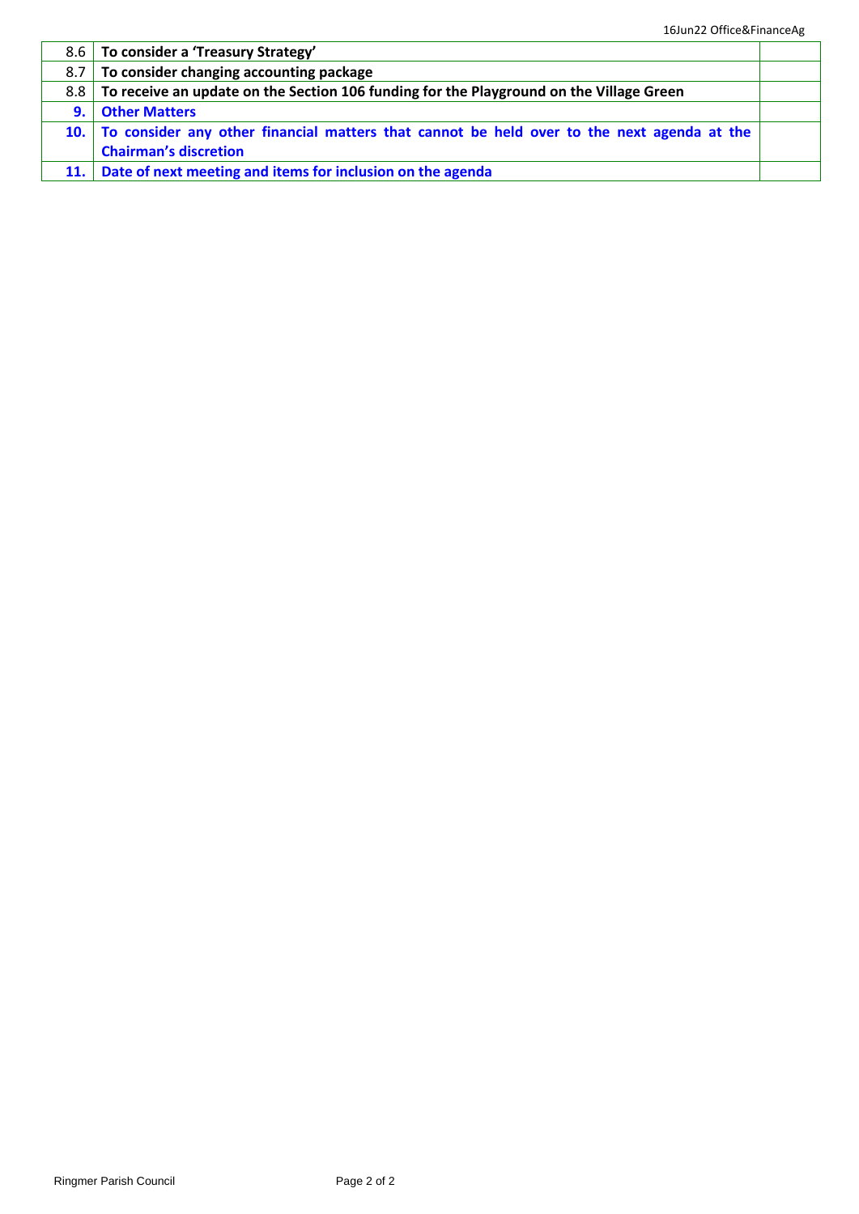| | | |
|---|---|---|
| 8.6 | **To consider a 'Treasury Strategy'** | |
| 8.7 | **To consider changing accounting package** | |
| 8.8 | **To receive an update on the Section 106 funding for the Playground on the Village Green** | |
| **9.** | **Other Matters** | |
| **10.** | **To consider any other financial matters that cannot be held over to the next agenda at the Chairman's discretion** | |
| **11.** | **Date of next meeting and items for inclusion on the agenda** | |